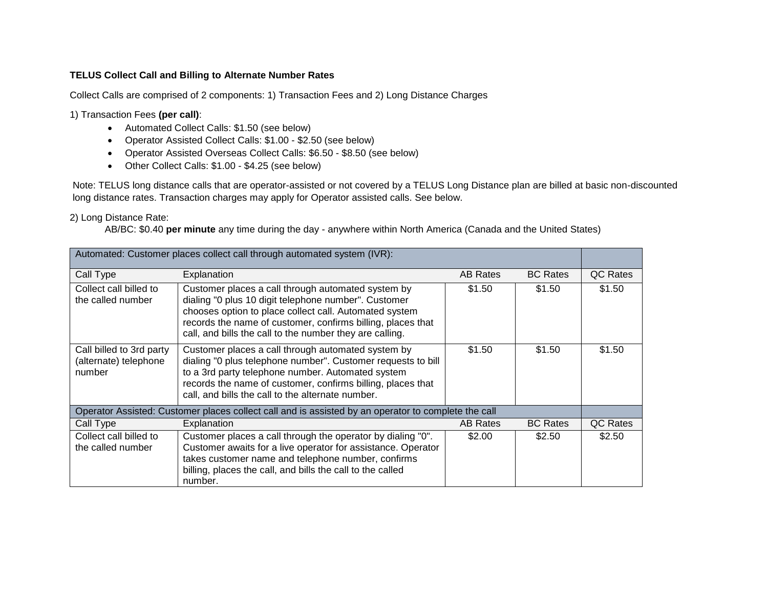**TELUS Collect Call and Billing to Alternate Number Rates**

Collect Calls are comprised of 2 components: 1) Transaction Fees and 2) Long Distance Charges

1) Transaction Fees **(per call)**:

- Automated Collect Calls: $1.50 (see below)
- Operator Assisted Collect Calls: $1.00 - $2.50 (see below)
- Operator Assisted Overseas Collect Calls: $6.50 - $8.50 (see below)
- Other Collect Calls: $1.00 - $4.25 (see below)

Note: TELUS long distance calls that are operator-assisted or not covered by a TELUS Long Distance plan are billed at basic non-discounted long distance rates. Transaction charges may apply for Operator assisted calls. See below.

2) Long Distance Rate:

AB/BC: $0.40 **per minute** any time during the day - anywhere within North America (Canada and the United States)

| Automated: Customer places collect call through automated system (IVR): | | | | |
|---|---|---|---|---|
| Call Type | Explanation | AB Rates | BC Rates | QC Rates |
| Collect call billed to the called number | Customer places a call through automated system by dialing "0 plus 10 digit telephone number". Customer chooses option to place collect call. Automated system records the name of customer, confirms billing, places that call, and bills the call to the number they are calling. | $1.50 | $1.50 | $1.50 |
| Call billed to 3rd party (alternate) telephone number | Customer places a call through automated system by dialing "0 plus telephone number". Customer requests to bill to a 3rd party telephone number. Automated system records the name of customer, confirms billing, places that call, and bills the call to the alternate number. | $1.50 | $1.50 | $1.50 |
| Operator Assisted: Customer places collect call and is assisted by an operator to complete the call | | | | |
| Call Type | Explanation | AB Rates | BC Rates | QC Rates |
| Collect call billed to the called number | Customer places a call through the operator by dialing "0". Customer awaits for a live operator for assistance. Operator takes customer name and telephone number, confirms billing, places the call, and bills the call to the called number. | $2.00 | $2.50 | $2.50 |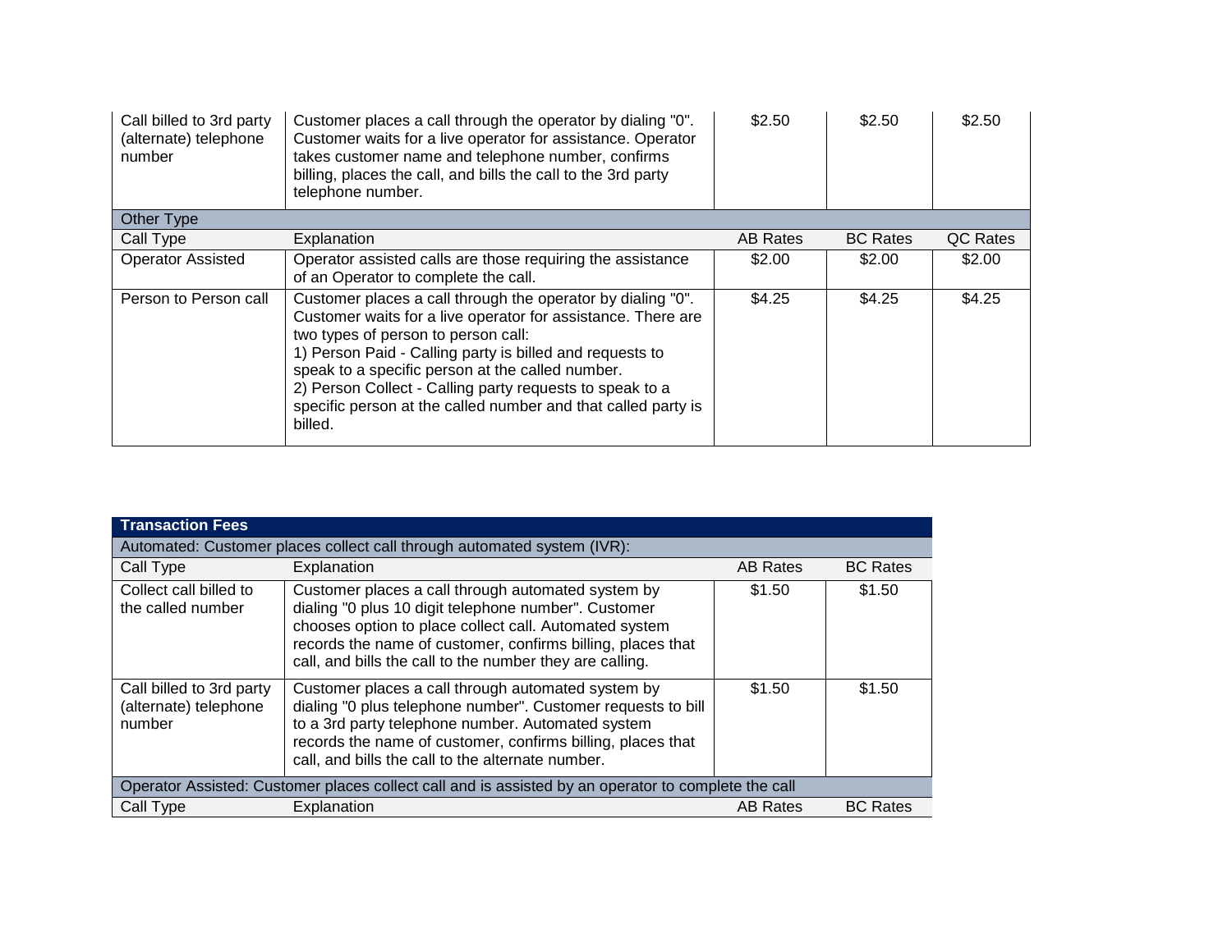| Call Type | Explanation | AB Rates | BC Rates | QC Rates |
|---|---|---|---|---|
| Call billed to 3rd party (alternate) telephone number | Customer places a call through the operator by dialing "0". Customer waits for a live operator for assistance. Operator takes customer name and telephone number, confirms billing, places the call, and bills the call to the 3rd party telephone number. | $2.50 | $2.50 | $2.50 |
| **Other Type** | | | | |
| Call Type | Explanation | AB Rates | BC Rates | QC Rates |
| Operator Assisted | Operator assisted calls are those requiring the assistance of an Operator to complete the call. | $2.00 | $2.00 | $2.00 |
| Person to Person call | Customer places a call through the operator by dialing "0". Customer waits for a live operator for assistance. There are two types of person to person call:<br>1) Person Paid - Calling party is billed and requests to speak to a specific person at the called number.<br>2) Person Collect - Calling party requests to speak to a specific person at the called number and that called party is billed. | $4.25 | $4.25 | $4.25 |

| **Transaction Fees** | | | |
|---|---|---|---|
| **Automated: Customer places collect call through automated system (IVR):** | | | |
| Call Type | Explanation | AB Rates | BC Rates |
| Collect call billed to the called number | Customer places a call through automated system by dialing "0 plus 10 digit telephone number". Customer chooses option to place collect call. Automated system records the name of customer, confirms billing, places that call, and bills the call to the number they are calling. | $1.50 | $1.50 |
| Call billed to 3rd party (alternate) telephone number | Customer places a call through automated system by dialing "0 plus telephone number". Customer requests to bill to a 3rd party telephone number. Automated system records the name of customer, confirms billing, places that call, and bills the call to the alternate number. | $1.50 | $1.50 |
| **Operator Assisted: Customer places collect call and is assisted by an operator to complete the call** | | | |
| Call Type | Explanation | AB Rates | BC Rates |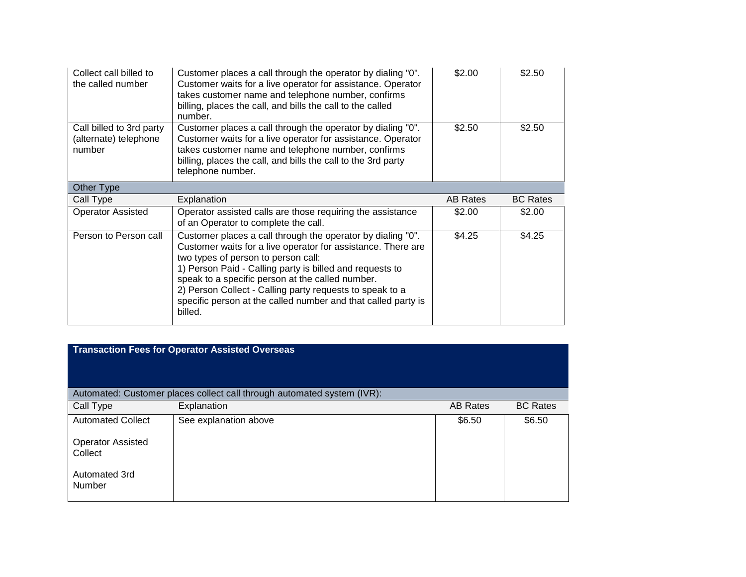| | | | |
|---|---|---|---|
| Collect call billed to the called number | Customer places a call through the operator by dialing "0". Customer waits for a live operator for assistance. Operator takes customer name and telephone number, confirms billing, places the call, and bills the call to the called number. | $2.00 | $2.50 |
| Call billed to 3rd party (alternate) telephone number | Customer places a call through the operator by dialing "0". Customer waits for a live operator for assistance. Operator takes customer name and telephone number, confirms billing, places the call, and bills the call to the 3rd party telephone number. | $2.50 | $2.50 |
| Other Type | | | |
| Call Type | Explanation | AB Rates | BC Rates |
| Operator Assisted | Operator assisted calls are those requiring the assistance of an Operator to complete the call. | $2.00 | $2.00 |
| Person to Person call | Customer places a call through the operator by dialing "0". Customer waits for a live operator for assistance. There are two types of person to person call:<br>1) Person Paid - Calling party is billed and requests to speak to a specific person at the called number.<br>2) Person Collect - Calling party requests to speak to a specific person at the called number and that called party is billed. | $4.25 | $4.25 |

**Transaction Fees for Operator Assisted Overseas**

| Automated: Customer places collect call through automated system (IVR): | | | |
|---|---|---|---|
| Call Type | Explanation | AB Rates | BC Rates |
| Automated Collect<br><br>Operator Assisted Collect<br><br>Automated 3rd Number | See explanation above | $6.50 | $6.50 |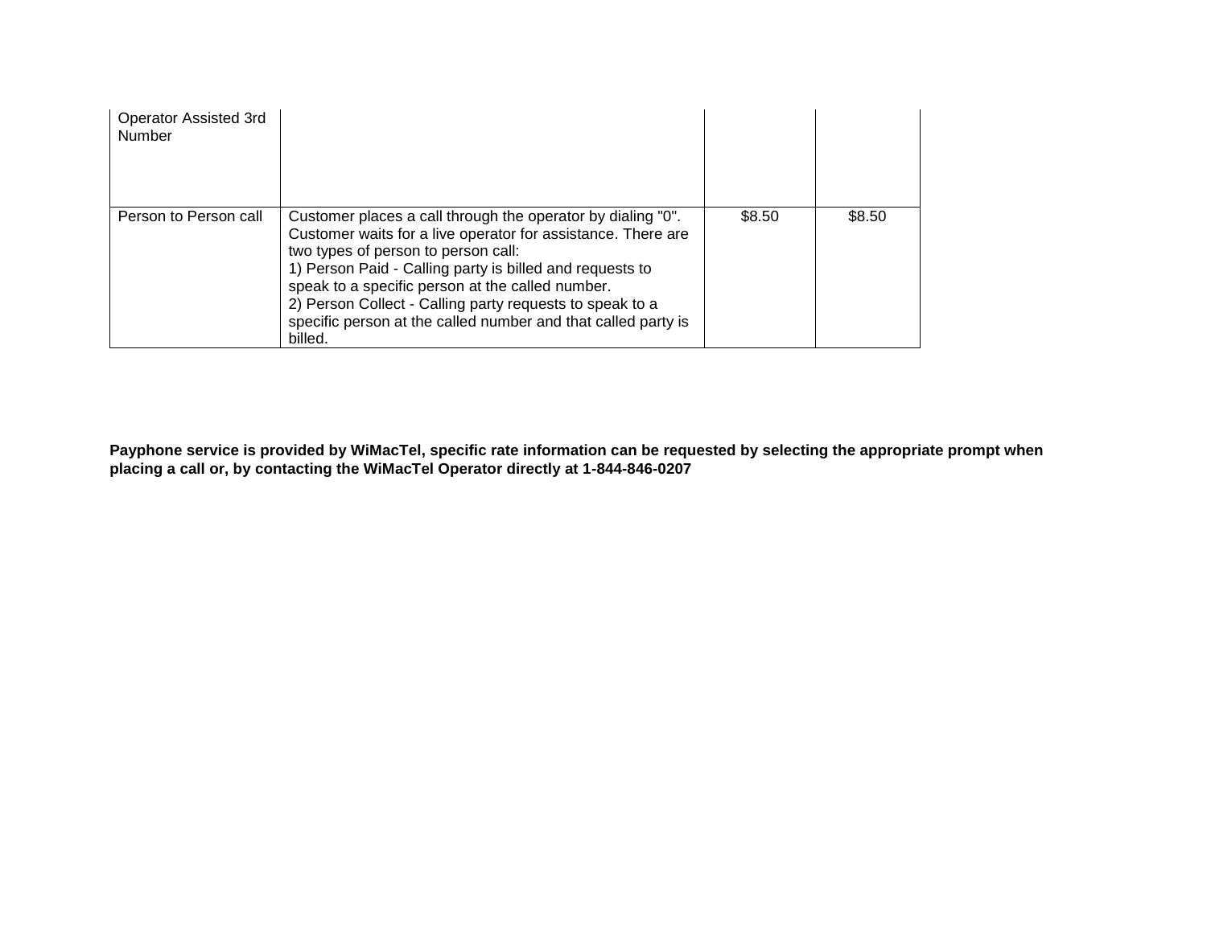| | | | |
|---|---|---|---|
| Operator Assisted 3rd Number | | | |
| Person to Person call | Customer places a call through the operator by dialing "0". Customer waits for a live operator for assistance. There are two types of person to person call:<br>1) Person Paid - Calling party is billed and requests to speak to a specific person at the called number.<br>2) Person Collect - Calling party requests to speak to a specific person at the called number and that called party is billed. | $8.50 | $8.50 |

**Payphone service is provided by WiMacTel, specific rate information can be requested by selecting the appropriate prompt when placing a call or, by contacting the WiMacTel Operator directly at 1-844-846-0207**